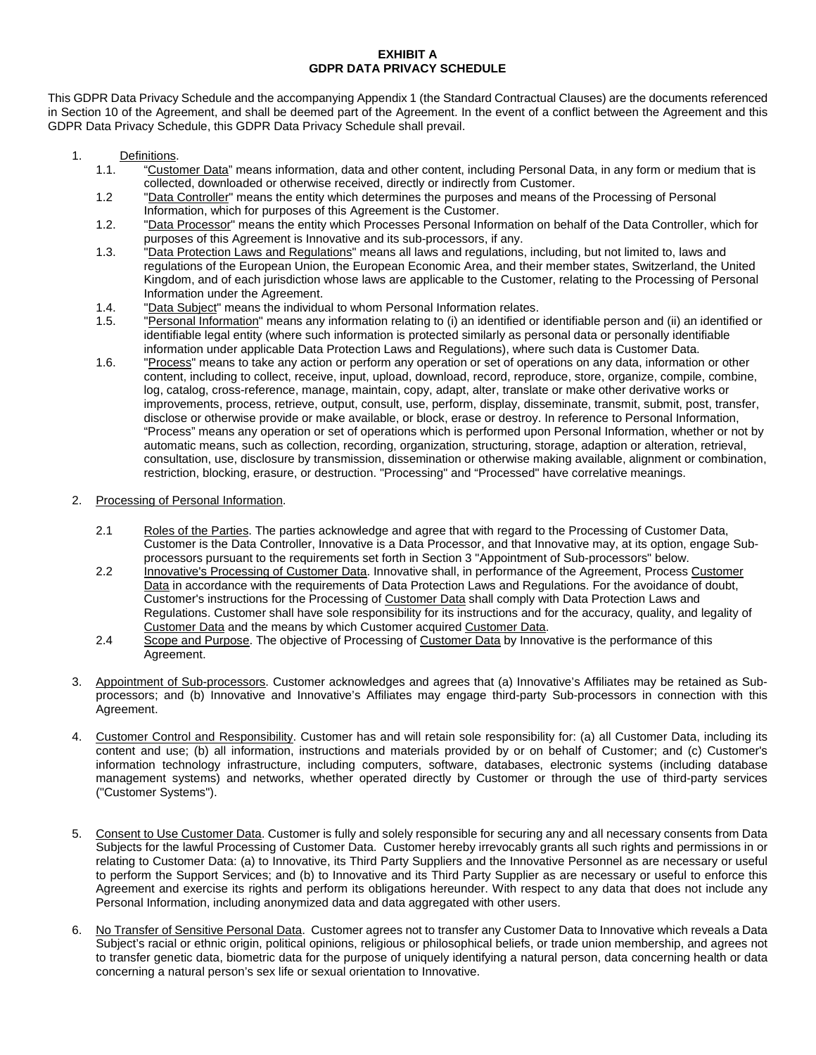**EXHIBIT A**
**GDPR DATA PRIVACY SCHEDULE**

This GDPR Data Privacy Schedule and the accompanying Appendix 1 (the Standard Contractual Clauses) are the documents referenced in Section 10 of the Agreement, and shall be deemed part of the Agreement. In the event of a conflict between the Agreement and this GDPR Data Privacy Schedule, this GDPR Data Privacy Schedule shall prevail.

1. Definitions.
   - 1.1. "Customer Data" means information, data and other content, including Personal Data, in any form or medium that is collected, downloaded or otherwise received, directly or indirectly from Customer.
   - 1.2 "Data Controller" means the entity which determines the purposes and means of the Processing of Personal Information, which for purposes of this Agreement is the Customer.
   - 1.2. "Data Processor" means the entity which Processes Personal Information on behalf of the Data Controller, which for purposes of this Agreement is Innovative and its sub-processors, if any.
   - 1.3. "Data Protection Laws and Regulations" means all laws and regulations, including, but not limited to, laws and regulations of the European Union, the European Economic Area, and their member states, Switzerland, the United Kingdom, and of each jurisdiction whose laws are applicable to the Customer, relating to the Processing of Personal Information under the Agreement.
   - 1.4. "Data Subject" means the individual to whom Personal Information relates.
   - 1.5. "Personal Information" means any information relating to (i) an identified or identifiable person and (ii) an identified or identifiable legal entity (where such information is protected similarly as personal data or personally identifiable information under applicable Data Protection Laws and Regulations), where such data is Customer Data.
   - 1.6. "Process" means to take any action or perform any operation or set of operations on any data, information or other content, including to collect, receive, input, upload, download, record, reproduce, store, organize, compile, combine, log, catalog, cross-reference, manage, maintain, copy, adapt, alter, translate or make other derivative works or improvements, process, retrieve, output, consult, use, perform, display, disseminate, transmit, submit, post, transfer, disclose or otherwise provide or make available, or block, erase or destroy. In reference to Personal Information, "Process" means any operation or set of operations which is performed upon Personal Information, whether or not by automatic means, such as collection, recording, organization, structuring, storage, adaption or alteration, retrieval, consultation, use, disclosure by transmission, dissemination or otherwise making available, alignment or combination, restriction, blocking, erasure, or destruction. "Processing" and "Processed" have correlative meanings.

2. Processing of Personal Information.
   - 2.1 Roles of the Parties. The parties acknowledge and agree that with regard to the Processing of Customer Data, Customer is the Data Controller, Innovative is a Data Processor, and that Innovative may, at its option, engage Sub-processors pursuant to the requirements set forth in Section 3 "Appointment of Sub-processors" below.
   - 2.2 Innovative's Processing of Customer Data. Innovative shall, in performance of the Agreement, Process Customer Data in accordance with the requirements of Data Protection Laws and Regulations. For the avoidance of doubt, Customer's instructions for the Processing of Customer Data shall comply with Data Protection Laws and Regulations. Customer shall have sole responsibility for its instructions and for the accuracy, quality, and legality of Customer Data and the means by which Customer acquired Customer Data.
   - 2.4 Scope and Purpose. The objective of Processing of Customer Data by Innovative is the performance of this Agreement.

3. Appointment of Sub-processors. Customer acknowledges and agrees that (a) Innovative's Affiliates may be retained as Sub-processors; and (b) Innovative and Innovative's Affiliates may engage third-party Sub-processors in connection with this Agreement.

4. Customer Control and Responsibility. Customer has and will retain sole responsibility for: (a) all Customer Data, including its content and use; (b) all information, instructions and materials provided by or on behalf of Customer; and (c) Customer's information technology infrastructure, including computers, software, databases, electronic systems (including database management systems) and networks, whether operated directly by Customer or through the use of third-party services ("Customer Systems").

5. Consent to Use Customer Data. Customer is fully and solely responsible for securing any and all necessary consents from Data Subjects for the lawful Processing of Customer Data. Customer hereby irrevocably grants all such rights and permissions in or relating to Customer Data: (a) to Innovative, its Third Party Suppliers and the Innovative Personnel as are necessary or useful to perform the Support Services; and (b) to Innovative and its Third Party Supplier as are necessary or useful to enforce this Agreement and exercise its rights and perform its obligations hereunder. With respect to any data that does not include any Personal Information, including anonymized data and data aggregated with other users.

6. No Transfer of Sensitive Personal Data. Customer agrees not to transfer any Customer Data to Innovative which reveals a Data Subject's racial or ethnic origin, political opinions, religious or philosophical beliefs, or trade union membership, and agrees not to transfer genetic data, biometric data for the purpose of uniquely identifying a natural person, data concerning health or data concerning a natural person's sex life or sexual orientation to Innovative.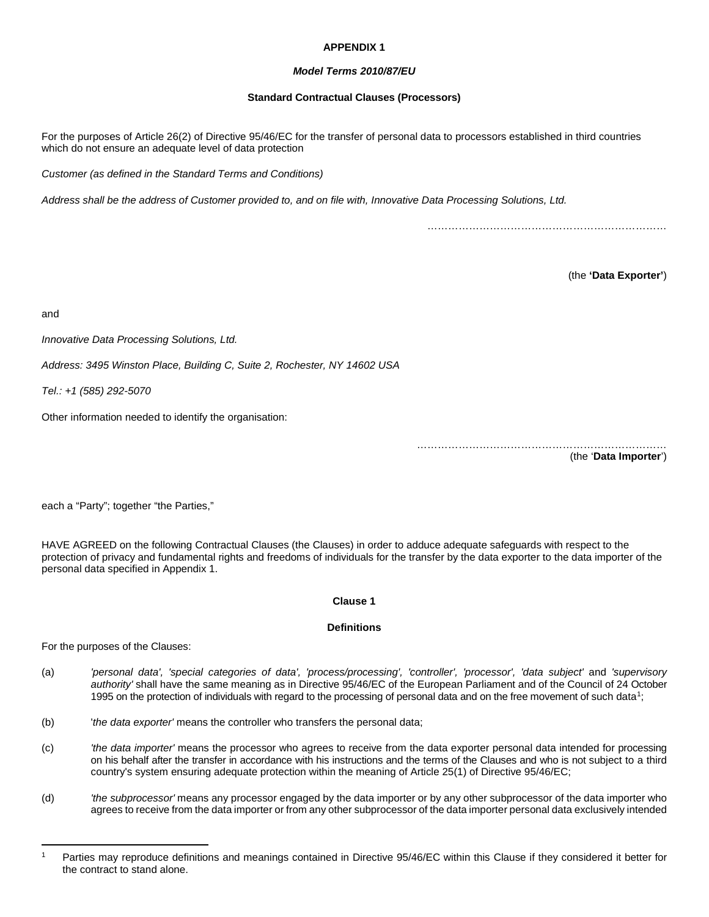**APPENDIX 1**

***Model Terms 2010/87/EU***

**Standard Contractual Clauses (Processors)**

For the purposes of Article 26(2) of Directive 95/46/EC for the transfer of personal data to processors established in third countries which do not ensure an adequate level of data protection

*Customer (as defined in the Standard Terms and Conditions)*

*Address shall be the address of Customer provided to, and on file with, Innovative Data Processing Solutions, Ltd.*

………………………………………………………………

(the **'Data Exporter'**)

and

*Innovative Data Processing Solutions, Ltd.*

*Address: 3495 Winston Place, Building C, Suite 2, Rochester, NY 14602 USA*

*Tel.: +1 (585) 292-5070*

Other information needed to identify the organisation:

………………………………………………………………
(the '**Data Importer**')

each a "Party"; together "the Parties,"

HAVE AGREED on the following Contractual Clauses (the Clauses) in order to adduce adequate safeguards with respect to the protection of privacy and fundamental rights and freedoms of individuals for the transfer by the data exporter to the data importer of the personal data specified in Appendix 1.

**Clause 1**

**Definitions**

For the purposes of the Clauses:

(a) *'personal data', 'special categories of data', 'process/processing', 'controller', 'processor', 'data subject'* and *'supervisory authority'* shall have the same meaning as in Directive 95/46/EC of the European Parliament and of the Council of 24 October 1995 on the protection of individuals with regard to the processing of personal data and on the free movement of such data[1];

(b) '*the data exporter'* means the controller who transfers the personal data;

(c) *'the data importer'* means the processor who agrees to receive from the data exporter personal data intended for processing on his behalf after the transfer in accordance with his instructions and the terms of the Clauses and who is not subject to a third country's system ensuring adequate protection within the meaning of Article 25(1) of Directive 95/46/EC;

(d) *'the subprocessor'* means any processor engaged by the data importer or by any other subprocessor of the data importer who agrees to receive from the data importer or from any other subprocessor of the data importer personal data exclusively intended

[1] Parties may reproduce definitions and meanings contained in Directive 95/46/EC within this Clause if they considered it better for the contract to stand alone.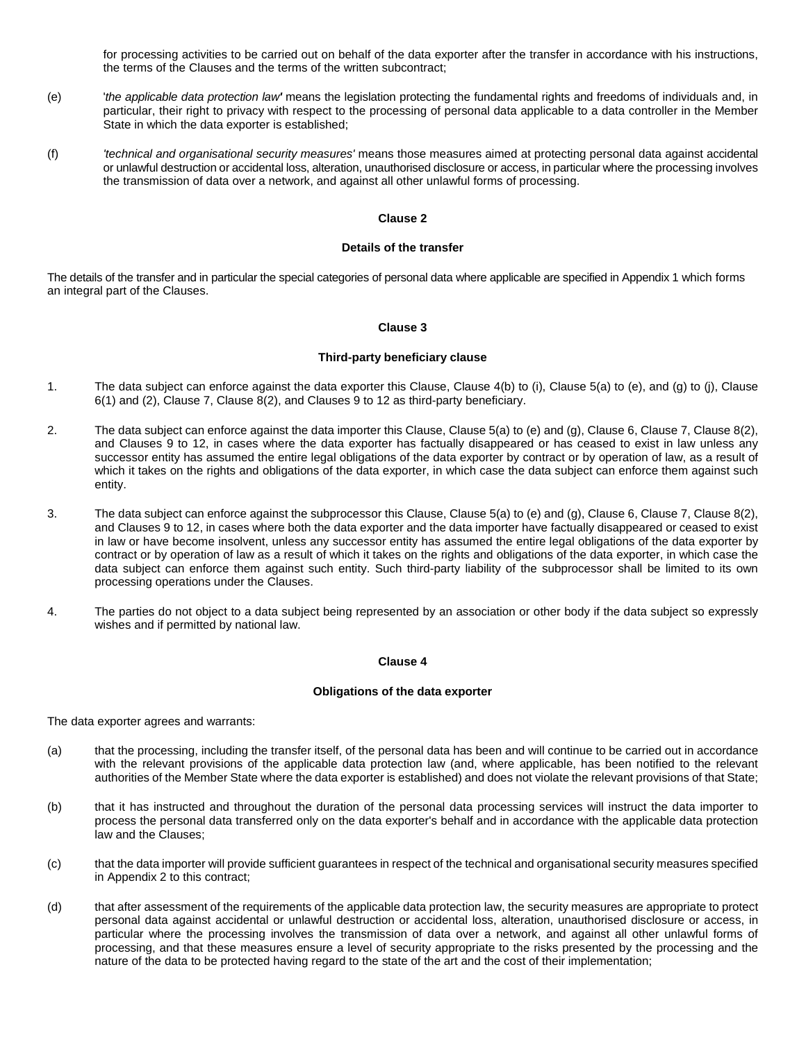for processing activities to be carried out on behalf of the data exporter after the transfer in accordance with his instructions, the terms of the Clauses and the terms of the written subcontract;

(e) '*the applicable data protection law*' means the legislation protecting the fundamental rights and freedoms of individuals and, in particular, their right to privacy with respect to the processing of personal data applicable to a data controller in the Member State in which the data exporter is established;

(f) *'technical and organisational security measures'* means those measures aimed at protecting personal data against accidental or unlawful destruction or accidental loss, alteration, unauthorised disclosure or access, in particular where the processing involves the transmission of data over a network, and against all other unlawful forms of processing.

**Clause 2**

**Details of the transfer**

The details of the transfer and in particular the special categories of personal data where applicable are specified in Appendix 1 which forms an integral part of the Clauses.

**Clause 3**

**Third-party beneficiary clause**

1. The data subject can enforce against the data exporter this Clause, Clause 4(b) to (i), Clause 5(a) to (e), and (g) to (j), Clause 6(1) and (2), Clause 7, Clause 8(2), and Clauses 9 to 12 as third-party beneficiary.

2. The data subject can enforce against the data importer this Clause, Clause 5(a) to (e) and (g), Clause 6, Clause 7, Clause 8(2), and Clauses 9 to 12, in cases where the data exporter has factually disappeared or has ceased to exist in law unless any successor entity has assumed the entire legal obligations of the data exporter by contract or by operation of law, as a result of which it takes on the rights and obligations of the data exporter, in which case the data subject can enforce them against such entity.

3. The data subject can enforce against the subprocessor this Clause, Clause 5(a) to (e) and (g), Clause 6, Clause 7, Clause 8(2), and Clauses 9 to 12, in cases where both the data exporter and the data importer have factually disappeared or ceased to exist in law or have become insolvent, unless any successor entity has assumed the entire legal obligations of the data exporter by contract or by operation of law as a result of which it takes on the rights and obligations of the data exporter, in which case the data subject can enforce them against such entity. Such third-party liability of the subprocessor shall be limited to its own processing operations under the Clauses.

4. The parties do not object to a data subject being represented by an association or other body if the data subject so expressly wishes and if permitted by national law.

**Clause 4**

**Obligations of the data exporter**

The data exporter agrees and warrants:

(a) that the processing, including the transfer itself, of the personal data has been and will continue to be carried out in accordance with the relevant provisions of the applicable data protection law (and, where applicable, has been notified to the relevant authorities of the Member State where the data exporter is established) and does not violate the relevant provisions of that State;

(b) that it has instructed and throughout the duration of the personal data processing services will instruct the data importer to process the personal data transferred only on the data exporter's behalf and in accordance with the applicable data protection law and the Clauses;

(c) that the data importer will provide sufficient guarantees in respect of the technical and organisational security measures specified in Appendix 2 to this contract;

(d) that after assessment of the requirements of the applicable data protection law, the security measures are appropriate to protect personal data against accidental or unlawful destruction or accidental loss, alteration, unauthorised disclosure or access, in particular where the processing involves the transmission of data over a network, and against all other unlawful forms of processing, and that these measures ensure a level of security appropriate to the risks presented by the processing and the nature of the data to be protected having regard to the state of the art and the cost of their implementation;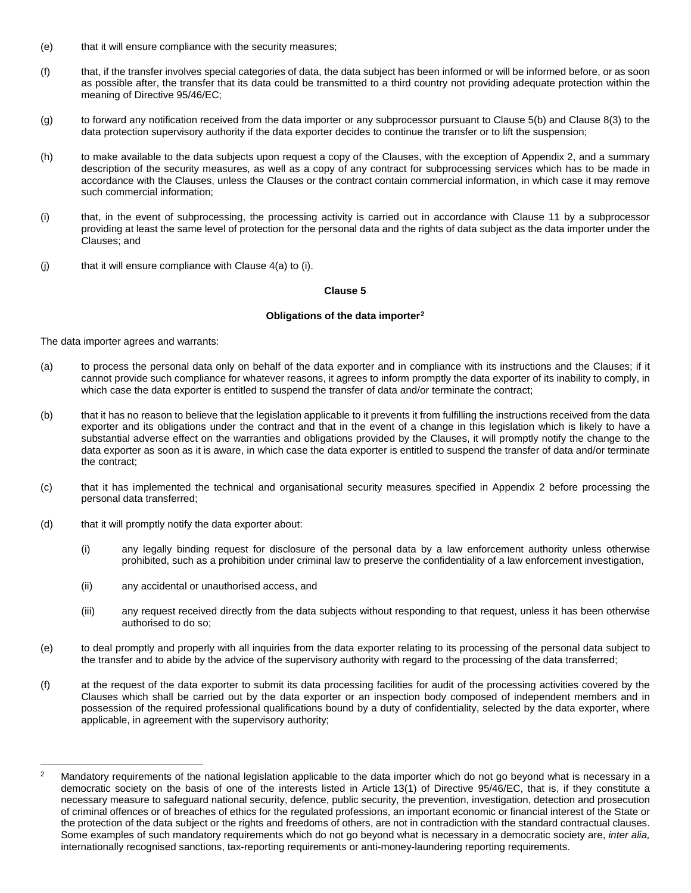(e) that it will ensure compliance with the security measures;

(f) that, if the transfer involves special categories of data, the data subject has been informed or will be informed before, or as soon as possible after, the transfer that its data could be transmitted to a third country not providing adequate protection within the meaning of Directive 95/46/EC;

(g) to forward any notification received from the data importer or any subprocessor pursuant to Clause 5(b) and Clause 8(3) to the data protection supervisory authority if the data exporter decides to continue the transfer or to lift the suspension;

(h) to make available to the data subjects upon request a copy of the Clauses, with the exception of Appendix 2, and a summary description of the security measures, as well as a copy of any contract for subprocessing services which has to be made in accordance with the Clauses, unless the Clauses or the contract contain commercial information, in which case it may remove such commercial information;

(i) that, in the event of subprocessing, the processing activity is carried out in accordance with Clause 11 by a subprocessor providing at least the same level of protection for the personal data and the rights of data subject as the data importer under the Clauses; and

(j) that it will ensure compliance with Clause 4(a) to (i).

**Clause 5**

**Obligations of the data importer[2]**

The data importer agrees and warrants:

(a) to process the personal data only on behalf of the data exporter and in compliance with its instructions and the Clauses; if it cannot provide such compliance for whatever reasons, it agrees to inform promptly the data exporter of its inability to comply, in which case the data exporter is entitled to suspend the transfer of data and/or terminate the contract;

(b) that it has no reason to believe that the legislation applicable to it prevents it from fulfilling the instructions received from the data exporter and its obligations under the contract and that in the event of a change in this legislation which is likely to have a substantial adverse effect on the warranties and obligations provided by the Clauses, it will promptly notify the change to the data exporter as soon as it is aware, in which case the data exporter is entitled to suspend the transfer of data and/or terminate the contract;

(c) that it has implemented the technical and organisational security measures specified in Appendix 2 before processing the personal data transferred;

(d) that it will promptly notify the data exporter about:

  (i) any legally binding request for disclosure of the personal data by a law enforcement authority unless otherwise prohibited, such as a prohibition under criminal law to preserve the confidentiality of a law enforcement investigation,

  (ii) any accidental or unauthorised access, and

  (iii) any request received directly from the data subjects without responding to that request, unless it has been otherwise authorised to do so;

(e) to deal promptly and properly with all inquiries from the data exporter relating to its processing of the personal data subject to the transfer and to abide by the advice of the supervisory authority with regard to the processing of the data transferred;

(f) at the request of the data exporter to submit its data processing facilities for audit of the processing activities covered by the Clauses which shall be carried out by the data exporter or an inspection body composed of independent members and in possession of the required professional qualifications bound by a duty of confidentiality, selected by the data exporter, where applicable, in agreement with the supervisory authority;

---

[2] Mandatory requirements of the national legislation applicable to the data importer which do not go beyond what is necessary in a democratic society on the basis of one of the interests listed in Article 13(1) of Directive 95/46/EC, that is, if they constitute a necessary measure to safeguard national security, defence, public security, the prevention, investigation, detection and prosecution of criminal offences or of breaches of ethics for the regulated professions, an important economic or financial interest of the State or the protection of the data subject or the rights and freedoms of others, are not in contradiction with the standard contractual clauses. Some examples of such mandatory requirements which do not go beyond what is necessary in a democratic society are, *inter alia,* internationally recognised sanctions, tax-reporting requirements or anti-money-laundering reporting requirements.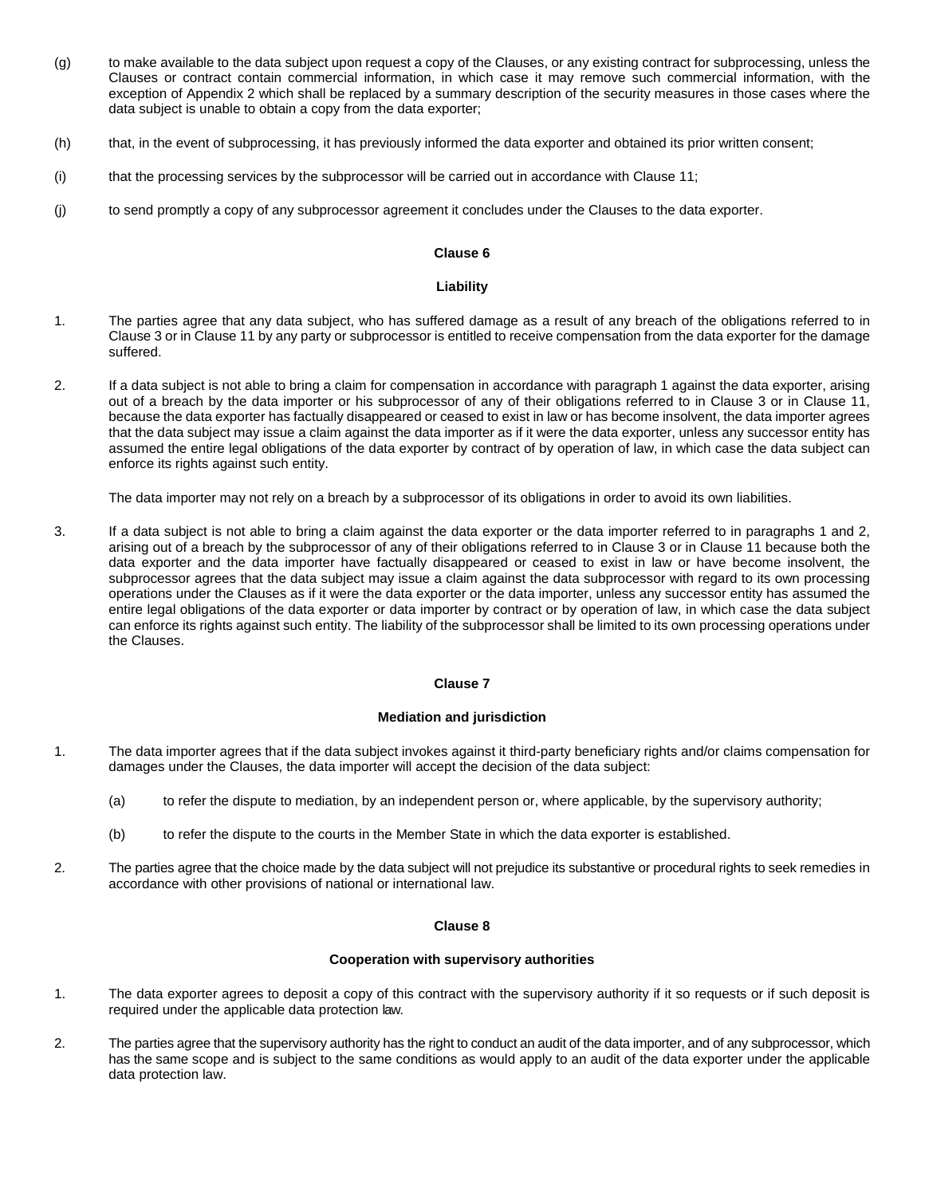(g) to make available to the data subject upon request a copy of the Clauses, or any existing contract for subprocessing, unless the Clauses or contract contain commercial information, in which case it may remove such commercial information, with the exception of Appendix 2 which shall be replaced by a summary description of the security measures in those cases where the data subject is unable to obtain a copy from the data exporter;

(h) that, in the event of subprocessing, it has previously informed the data exporter and obtained its prior written consent;

(i) that the processing services by the subprocessor will be carried out in accordance with Clause 11;

(j) to send promptly a copy of any subprocessor agreement it concludes under the Clauses to the data exporter.

**Clause 6**

**Liability**

1. The parties agree that any data subject, who has suffered damage as a result of any breach of the obligations referred to in Clause 3 or in Clause 11 by any party or subprocessor is entitled to receive compensation from the data exporter for the damage suffered.

2. If a data subject is not able to bring a claim for compensation in accordance with paragraph 1 against the data exporter, arising out of a breach by the data importer or his subprocessor of any of their obligations referred to in Clause 3 or in Clause 11, because the data exporter has factually disappeared or ceased to exist in law or has become insolvent, the data importer agrees that the data subject may issue a claim against the data importer as if it were the data exporter, unless any successor entity has assumed the entire legal obligations of the data exporter by contract of by operation of law, in which case the data subject can enforce its rights against such entity.

   The data importer may not rely on a breach by a subprocessor of its obligations in order to avoid its own liabilities.

3. If a data subject is not able to bring a claim against the data exporter or the data importer referred to in paragraphs 1 and 2, arising out of a breach by the subprocessor of any of their obligations referred to in Clause 3 or in Clause 11 because both the data exporter and the data importer have factually disappeared or ceased to exist in law or have become insolvent, the subprocessor agrees that the data subject may issue a claim against the data subprocessor with regard to its own processing operations under the Clauses as if it were the data exporter or the data importer, unless any successor entity has assumed the entire legal obligations of the data exporter or data importer by contract or by operation of law, in which case the data subject can enforce its rights against such entity. The liability of the subprocessor shall be limited to its own processing operations under the Clauses.

**Clause 7**

**Mediation and jurisdiction**

1. The data importer agrees that if the data subject invokes against it third-party beneficiary rights and/or claims compensation for damages under the Clauses, the data importer will accept the decision of the data subject:

   (a) to refer the dispute to mediation, by an independent person or, where applicable, by the supervisory authority;

   (b) to refer the dispute to the courts in the Member State in which the data exporter is established.

2. The parties agree that the choice made by the data subject will not prejudice its substantive or procedural rights to seek remedies in accordance with other provisions of national or international law.

**Clause 8**

**Cooperation with supervisory authorities**

1. The data exporter agrees to deposit a copy of this contract with the supervisory authority if it so requests or if such deposit is required under the applicable data protection law.

2. The parties agree that the supervisory authority has the right to conduct an audit of the data importer, and of any subprocessor, which has the same scope and is subject to the same conditions as would apply to an audit of the data exporter under the applicable data protection law.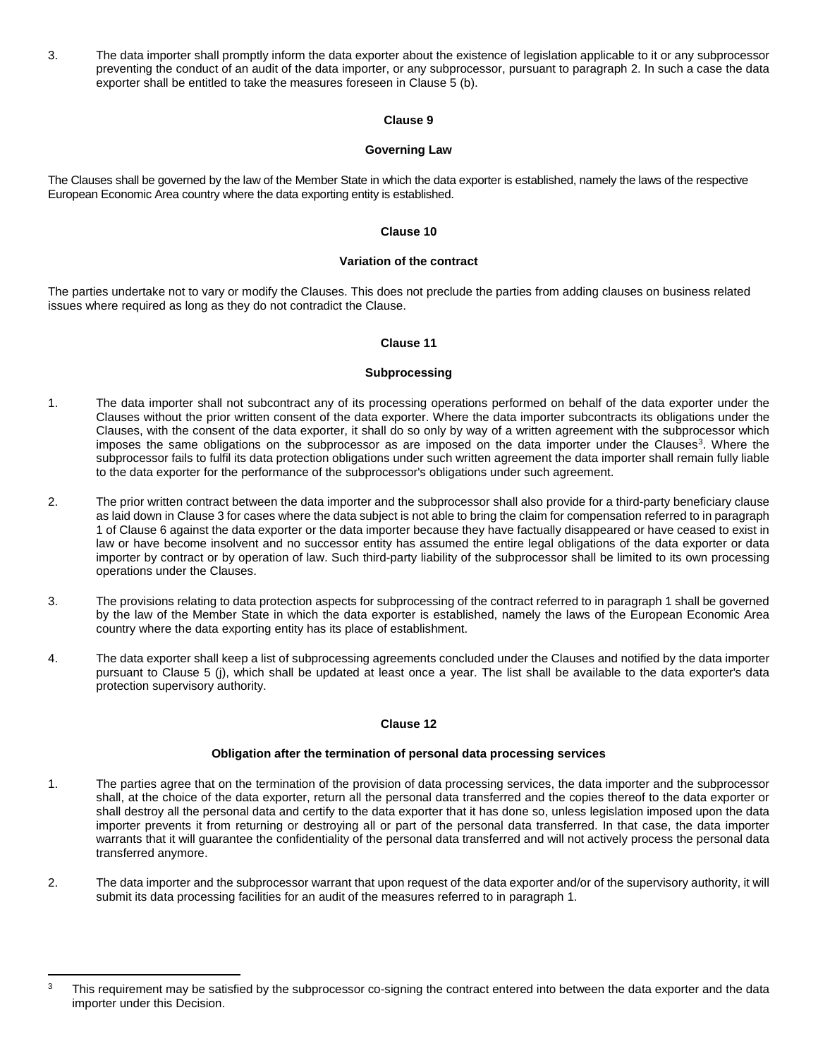3. The data importer shall promptly inform the data exporter about the existence of legislation applicable to it or any subprocessor preventing the conduct of an audit of the data importer, or any subprocessor, pursuant to paragraph 2. In such a case the data exporter shall be entitled to take the measures foreseen in Clause 5 (b).

**Clause 9**

**Governing Law**

The Clauses shall be governed by the law of the Member State in which the data exporter is established, namely the laws of the respective European Economic Area country where the data exporting entity is established.

**Clause 10**

**Variation of the contract**

The parties undertake not to vary or modify the Clauses. This does not preclude the parties from adding clauses on business related issues where required as long as they do not contradict the Clause.

**Clause 11**

**Subprocessing**

1. The data importer shall not subcontract any of its processing operations performed on behalf of the data exporter under the Clauses without the prior written consent of the data exporter. Where the data importer subcontracts its obligations under the Clauses, with the consent of the data exporter, it shall do so only by way of a written agreement with the subprocessor which imposes the same obligations on the subprocessor as are imposed on the data importer under the Clauses[3]. Where the subprocessor fails to fulfil its data protection obligations under such written agreement the data importer shall remain fully liable to the data exporter for the performance of the subprocessor's obligations under such agreement.

2. The prior written contract between the data importer and the subprocessor shall also provide for a third-party beneficiary clause as laid down in Clause 3 for cases where the data subject is not able to bring the claim for compensation referred to in paragraph 1 of Clause 6 against the data exporter or the data importer because they have factually disappeared or have ceased to exist in law or have become insolvent and no successor entity has assumed the entire legal obligations of the data exporter or data importer by contract or by operation of law. Such third-party liability of the subprocessor shall be limited to its own processing operations under the Clauses.

3. The provisions relating to data protection aspects for subprocessing of the contract referred to in paragraph 1 shall be governed by the law of the Member State in which the data exporter is established, namely the laws of the European Economic Area country where the data exporting entity has its place of establishment.

4. The data exporter shall keep a list of subprocessing agreements concluded under the Clauses and notified by the data importer pursuant to Clause 5 (j), which shall be updated at least once a year. The list shall be available to the data exporter's data protection supervisory authority.

**Clause 12**

**Obligation after the termination of personal data processing services**

1. The parties agree that on the termination of the provision of data processing services, the data importer and the subprocessor shall, at the choice of the data exporter, return all the personal data transferred and the copies thereof to the data exporter or shall destroy all the personal data and certify to the data exporter that it has done so, unless legislation imposed upon the data importer prevents it from returning or destroying all or part of the personal data transferred. In that case, the data importer warrants that it will guarantee the confidentiality of the personal data transferred and will not actively process the personal data transferred anymore.

2. The data importer and the subprocessor warrant that upon request of the data exporter and/or of the supervisory authority, it will submit its data processing facilities for an audit of the measures referred to in paragraph 1.

---

[3] This requirement may be satisfied by the subprocessor co-signing the contract entered into between the data exporter and the data importer under this Decision.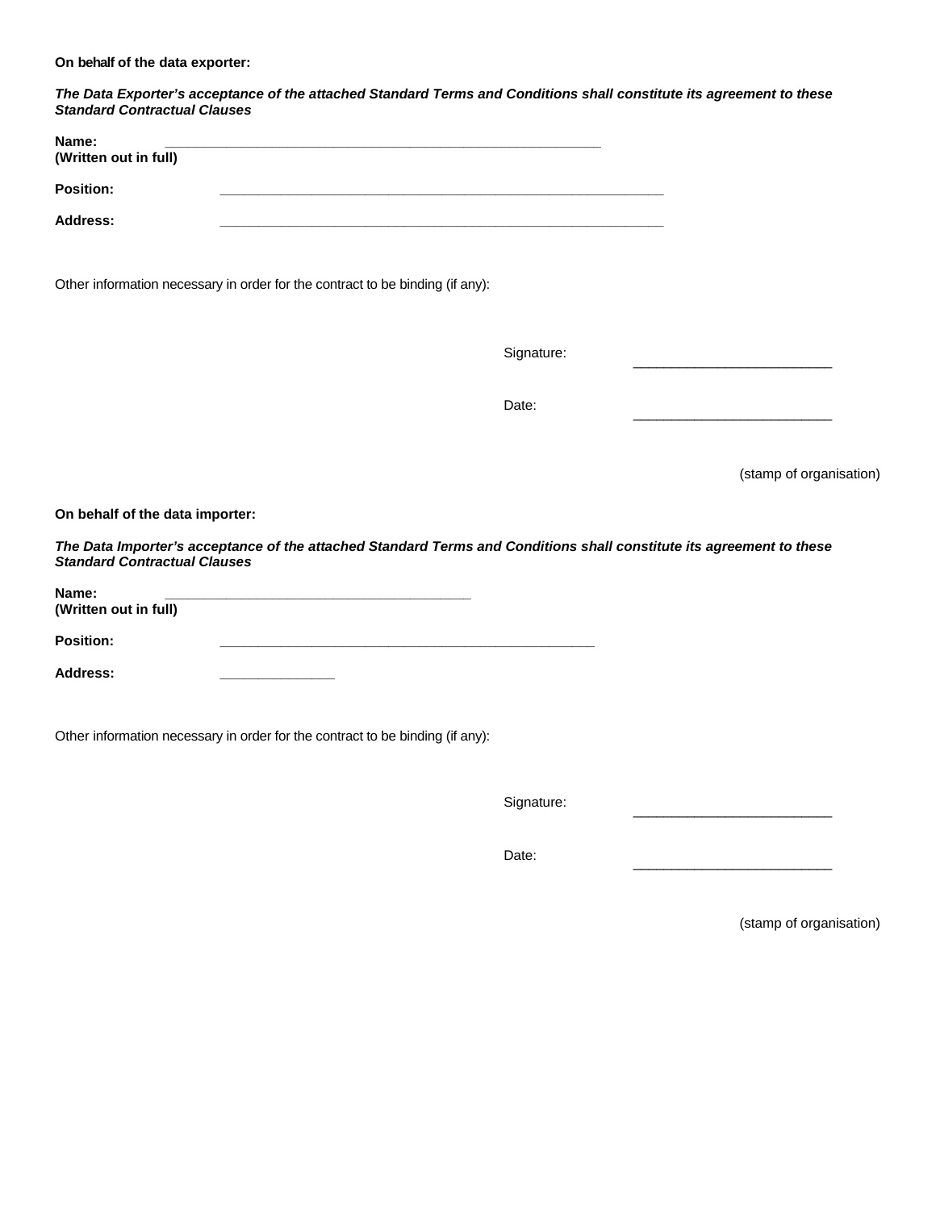**On behalf of the data exporter:**

***The Data Exporter's acceptance of the attached Standard Terms and Conditions shall constitute its agreement to these Standard Contractual Clauses***

**Name:** ______________________________________________
**(Written out in full)**

**Position:** ______________________________________________

**Address:** ______________________________________________

Other information necessary in order for the contract to be binding (if any):

Signature: ______________________

Date: ______________________

(stamp of organisation)

**On behalf of the data importer:**

***The Data Importer's acceptance of the attached Standard Terms and Conditions shall constitute its agreement to these Standard Contractual Clauses***

**Name:** ______________________________
**(Written out in full)**

**Position:** ______________________________________

**Address:** ____________

Other information necessary in order for the contract to be binding (if any):

Signature: ______________________

Date: ______________________

(stamp of organisation)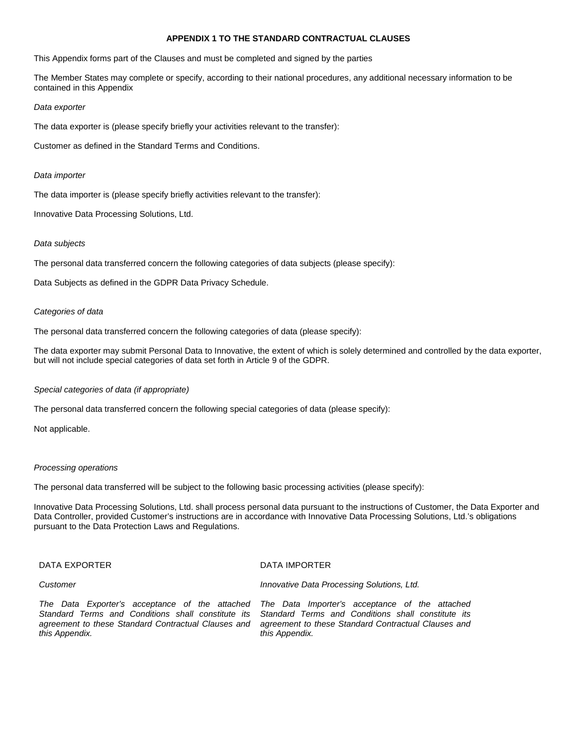## APPENDIX 1 TO THE STANDARD CONTRACTUAL CLAUSES

This Appendix forms part of the Clauses and must be completed and signed by the parties

The Member States may complete or specify, according to their national procedures, any additional necessary information to be contained in this Appendix

*Data exporter*

The data exporter is (please specify briefly your activities relevant to the transfer):

Customer as defined in the Standard Terms and Conditions.

*Data importer*

The data importer is (please specify briefly activities relevant to the transfer):

Innovative Data Processing Solutions, Ltd.

*Data subjects*

The personal data transferred concern the following categories of data subjects (please specify):

Data Subjects as defined in the GDPR Data Privacy Schedule.

*Categories of data*

The personal data transferred concern the following categories of data (please specify):

The data exporter may submit Personal Data to Innovative, the extent of which is solely determined and controlled by the data exporter, but will not include special categories of data set forth in Article 9 of the GDPR.

*Special categories of data (if appropriate)*

The personal data transferred concern the following special categories of data (please specify):

Not applicable.

*Processing operations*

The personal data transferred will be subject to the following basic processing activities (please specify):

Innovative Data Processing Solutions, Ltd. shall process personal data pursuant to the instructions of Customer, the Data Exporter and Data Controller, provided Customer's instructions are in accordance with Innovative Data Processing Solutions, Ltd.'s obligations pursuant to the Data Protection Laws and Regulations.

DATA EXPORTER

*Customer*

*The Data Exporter's acceptance of the attached Standard Terms and Conditions shall constitute its agreement to these Standard Contractual Clauses and this Appendix.*

DATA IMPORTER

*Innovative Data Processing Solutions, Ltd.*

*The Data Importer's acceptance of the attached Standard Terms and Conditions shall constitute its agreement to these Standard Contractual Clauses and this Appendix.*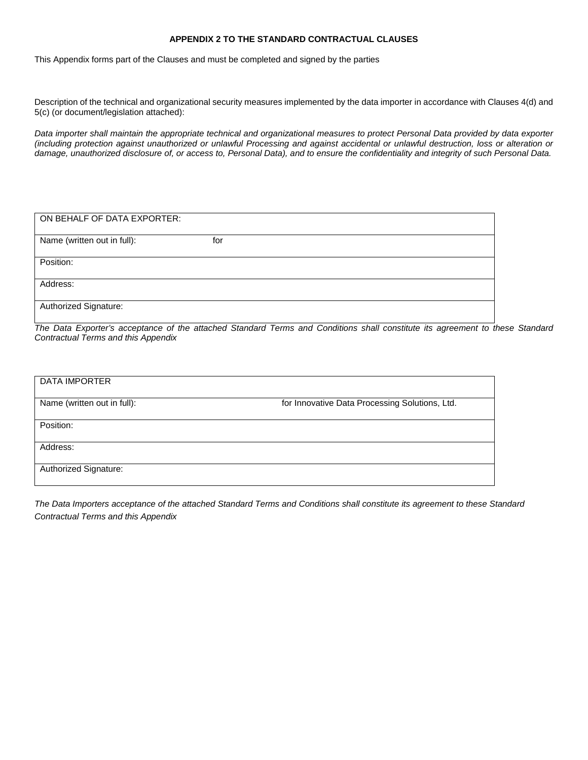**APPENDIX 2 TO THE STANDARD CONTRACTUAL CLAUSES**

This Appendix forms part of the Clauses and must be completed and signed by the parties

Description of the technical and organizational security measures implemented by the data importer in accordance with Clauses 4(d) and 5(c) (or document/legislation attached):

*Data importer shall maintain the appropriate technical and organizational measures to protect Personal Data provided by data exporter (including protection against unauthorized or unlawful Processing and against accidental or unlawful destruction, loss or alteration or damage, unauthorized disclosure of, or access to, Personal Data), and to ensure the confidentiality and integrity of such Personal Data.*

| | |
|---|---|
| ON BEHALF OF DATA EXPORTER: | |
| Name (written out in full): | for |
| Position: | |
| Address: | |
| Authorized Signature: | |

*The Data Exporter's acceptance of the attached Standard Terms and Conditions shall constitute its agreement to these Standard Contractual Terms and this Appendix*

| | |
|---|---|
| DATA IMPORTER | |
| Name (written out in full): | for Innovative Data Processing Solutions, Ltd. |
| Position: | |
| Address: | |
| Authorized Signature: | |

*The Data Importers acceptance of the attached Standard Terms and Conditions shall constitute its agreement to these Standard Contractual Terms and this Appendix*